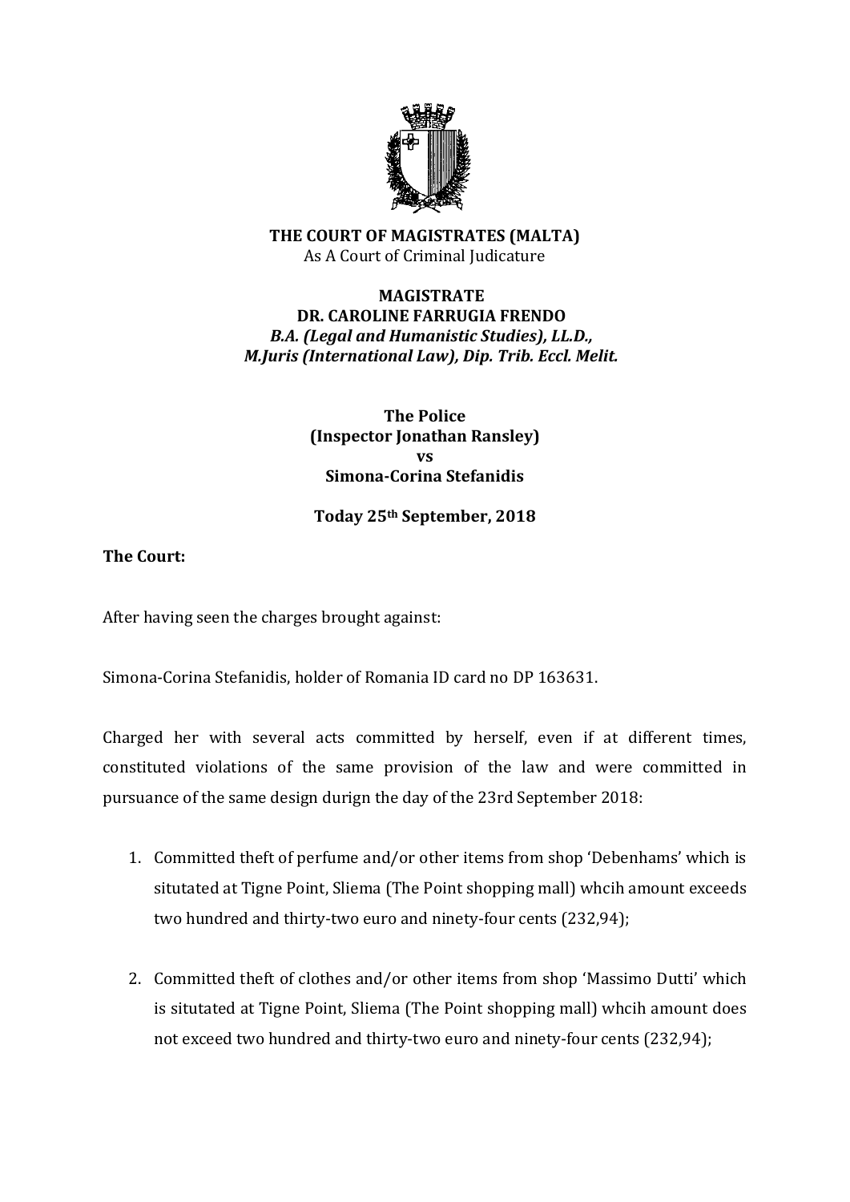**THE COURT OF MAGISTRATES (MALTA)**
As A Court of Criminal Judicature

**MAGISTRATE**
**DR. CAROLINE FARRUGIA FRENDO**
***B.A. (Legal and Humanistic Studies), LL.D., M.Juris (International Law), Dip. Trib. Eccl. Melit.***

**The Police**
**(Inspector Jonathan Ransley)**
**vs**
**Simona-Corina Stefanidis**

**Today 25th September, 2018**

**The Court:**

After having seen the charges brought against:

Simona-Corina Stefanidis, holder of Romania ID card no DP 163631.

Charged her with several acts committed by herself, even if at different times, constituted violations of the same provision of the law and were committed in pursuance of the same design durign the day of the 23rd September 2018:

1. Committed theft of perfume and/or other items from shop 'Debenhams' which is situtated at Tigne Point, Sliema (The Point shopping mall) whcih amount exceeds two hundred and thirty-two euro and ninety-four cents (232,94);

2. Committed theft of clothes and/or other items from shop 'Massimo Dutti' which is situtated at Tigne Point, Sliema (The Point shopping mall) whcih amount does not exceed two hundred and thirty-two euro and ninety-four cents (232,94);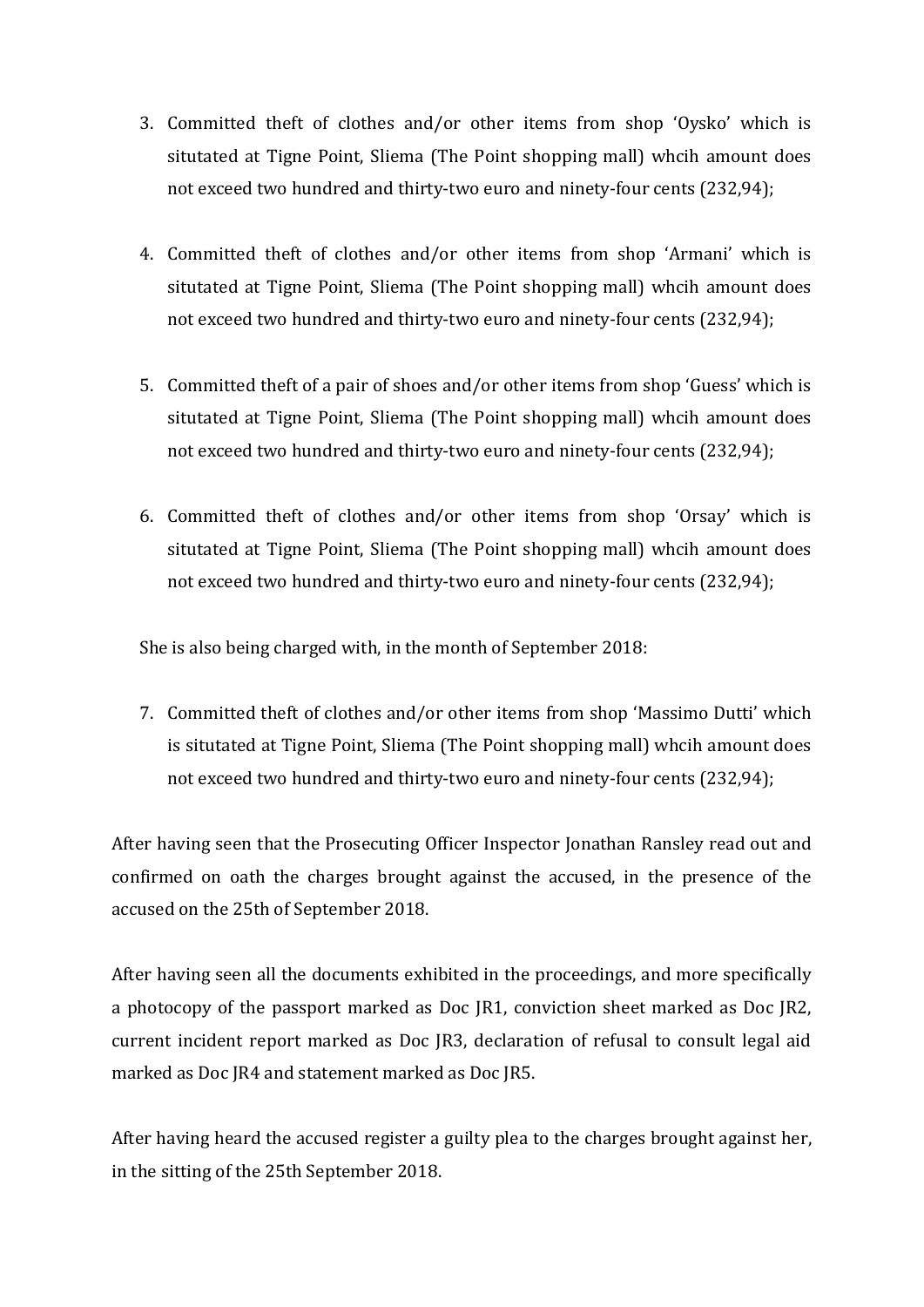3. Committed theft of clothes and/or other items from shop 'Oysko' which is situtated at Tigne Point, Sliema (The Point shopping mall) whcih amount does not exceed two hundred and thirty-two euro and ninety-four cents (232,94);

4. Committed theft of clothes and/or other items from shop 'Armani' which is situtated at Tigne Point, Sliema (The Point shopping mall) whcih amount does not exceed two hundred and thirty-two euro and ninety-four cents (232,94);

5. Committed theft of a pair of shoes and/or other items from shop 'Guess' which is situtated at Tigne Point, Sliema (The Point shopping mall) whcih amount does not exceed two hundred and thirty-two euro and ninety-four cents (232,94);

6. Committed theft of clothes and/or other items from shop 'Orsay' which is situtated at Tigne Point, Sliema (The Point shopping mall) whcih amount does not exceed two hundred and thirty-two euro and ninety-four cents (232,94);

She is also being charged with, in the month of September 2018:

7. Committed theft of clothes and/or other items from shop 'Massimo Dutti' which is situtated at Tigne Point, Sliema (The Point shopping mall) whcih amount does not exceed two hundred and thirty-two euro and ninety-four cents (232,94);

After having seen that the Prosecuting Officer Inspector Jonathan Ransley read out and confirmed on oath the charges brought against the accused, in the presence of the accused on the 25th of September 2018.

After having seen all the documents exhibited in the proceedings, and more specifically a photocopy of the passport marked as Doc JR1, conviction sheet marked as Doc JR2, current incident report marked as Doc JR3, declaration of refusal to consult legal aid marked as Doc JR4 and statement marked as Doc JR5.

After having heard the accused register a guilty plea to the charges brought against her, in the sitting of the 25th September 2018.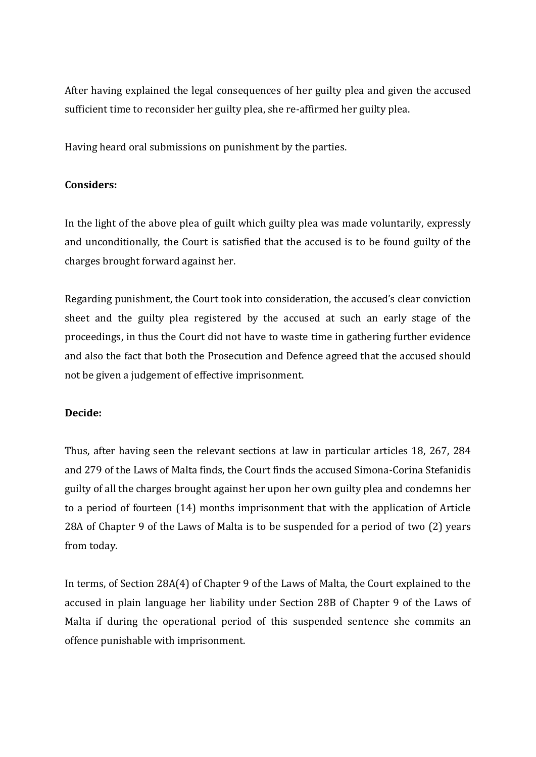After having explained the legal consequences of her guilty plea and given the accused sufficient time to reconsider her guilty plea, she re-affirmed her guilty plea.

Having heard oral submissions on punishment by the parties.

**Considers:**

In the light of the above plea of guilt which guilty plea was made voluntarily, expressly and unconditionally, the Court is satisfied that the accused is to be found guilty of the charges brought forward against her.

Regarding punishment, the Court took into consideration, the accused's clear conviction sheet and the guilty plea registered by the accused at such an early stage of the proceedings, in thus the Court did not have to waste time in gathering further evidence and also the fact that both the Prosecution and Defence agreed that the accused should not be given a judgement of effective imprisonment.

**Decide:**

Thus, after having seen the relevant sections at law in particular articles 18, 267, 284 and 279 of the Laws of Malta finds, the Court finds the accused Simona-Corina Stefanidis guilty of all the charges brought against her upon her own guilty plea and condemns her to a period of fourteen (14) months imprisonment that with the application of Article 28A of Chapter 9 of the Laws of Malta is to be suspended for a period of two (2) years from today.

In terms, of Section 28A(4) of Chapter 9 of the Laws of Malta, the Court explained to the accused in plain language her liability under Section 28B of Chapter 9 of the Laws of Malta if during the operational period of this suspended sentence she commits an offence punishable with imprisonment.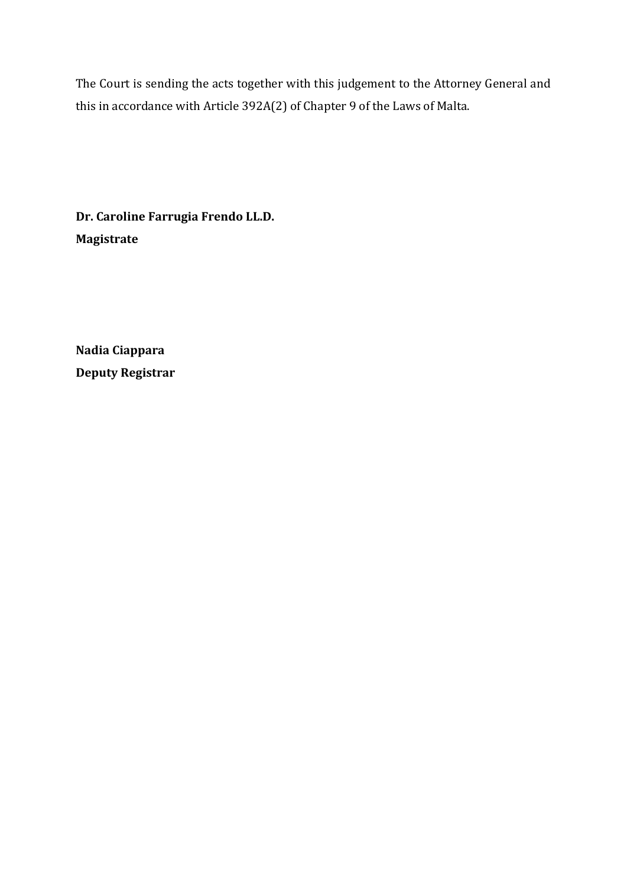The Court is sending the acts together with this judgement to the Attorney General and this in accordance with Article 392A(2) of Chapter 9 of the Laws of Malta.

**Dr. Caroline Farrugia Frendo LL.D.**
**Magistrate**

**Nadia Ciappara**
**Deputy Registrar**